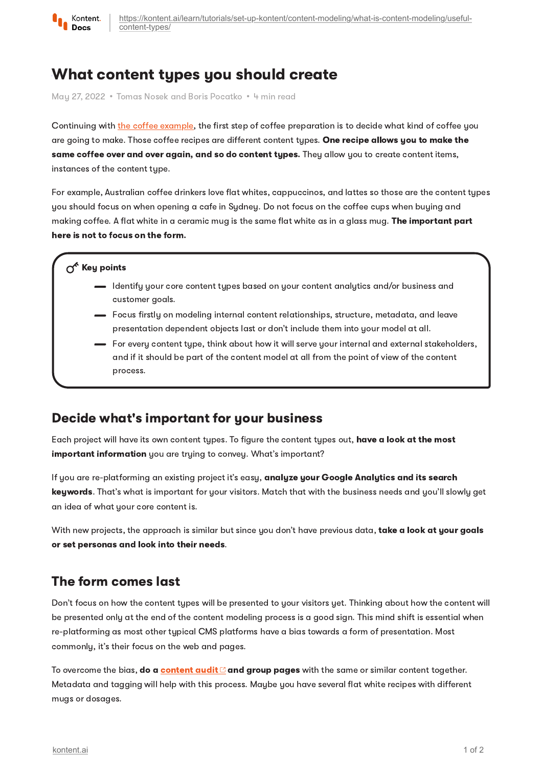# What content types you should create

May 27, 2022 • Tomas Nosek and Boris Pocatko • 4 min read

Continuing with the coffee example, the first step of coffee preparation is to decide what kind of coffee you are going to make. Those coffee recipes are different content types. **One recipe allows you to make the same coffee over and over again, and so do content types.** They allow you to create content items, instances of the content type.

For example, Australian coffee drinkers love flat whites, cappuccinos, and lattes so those are the content types you should focus on when opening a cafe in Sydney. Do not focus on the coffee cups when buying and making coffee. A flat white in a ceramic mug is the same flat white as in a glass mug. **The important part here is not to focus on the form.**

**Key points**

- Identify your core content types based on your content analytics and/or business and customer goals.
- Focus firstly on modeling internal content relationships, structure, metadata, and leave presentation dependent objects last or don't include them into your model at all.
- For every content type, think about how it will serve your internal and external stakeholders, and if it should be part of the content model at all from the point of view of the content process.

## Decide what's important for your business

Each project will have its own content types. To figure the content types out, **have a look at the most important information** you are trying to convey. What's important?

If you are re-platforming an existing project it's easy, **analyze your Google Analytics and its search keywords**. That's what is important for your visitors. Match that with the business needs and you'll slowly get an idea of what your core content is.

With new projects, the approach is similar but since you don't have previous data, **take a look at your goals or set personas and look into their needs**.

## The form comes last

Don't focus on how the content types will be presented to your visitors yet. Thinking about how the content will be presented only at the end of the content modeling process is a good sign. This mind shift is essential when re-platforming as most other typical CMS platforms have a bias towards a form of presentation. Most commonly, it's their focus on the web and pages.

To overcome the bias, **do a content audit and group pages** with the same or similar content together. Metadata and tagging will help with this process. Maybe you have several flat white recipes with different mugs or dosages.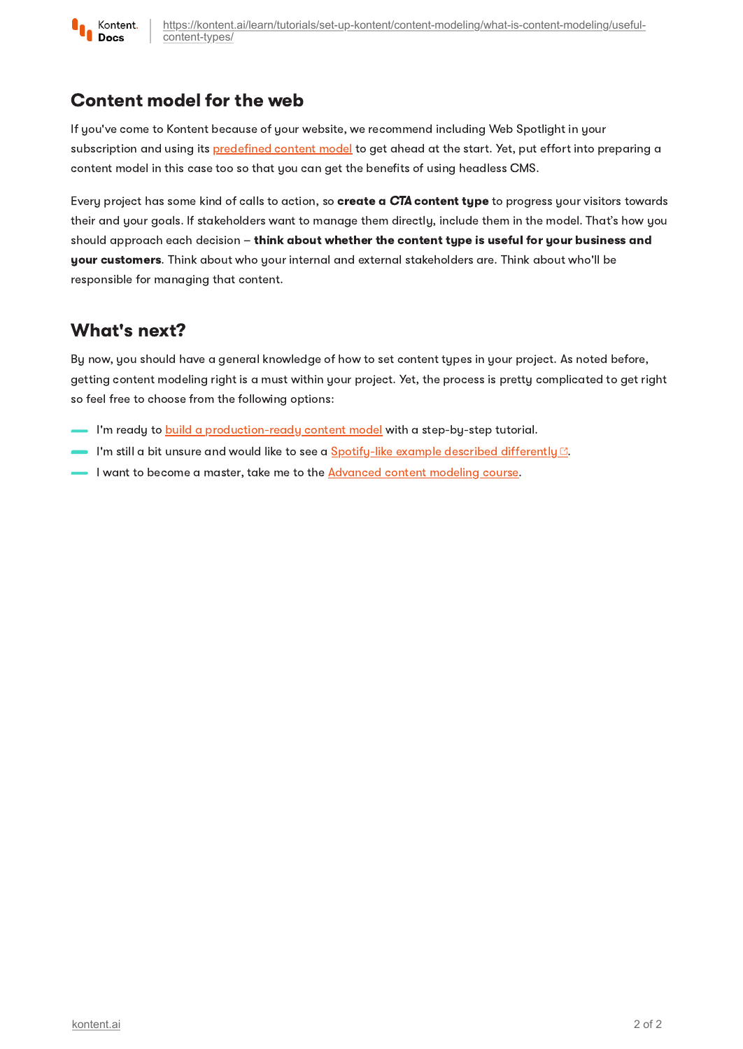## Content model for the web

If you've come to Kontent because of your website, we recommend including Web Spotlight in your subscription and using its predefined content model to get ahead at the start. Yet, put effort into preparing a content model in this case too so that you can get the benefits of using headless CMS.

Every project has some kind of calls to action, so **create a *CTA* content type** to progress your visitors towards their and your goals. If stakeholders want to manage them directly, include them in the model. That's how you should approach each decision – **think about whether the content type is useful for your business and your customers**. Think about who your internal and external stakeholders are. Think about who'll be responsible for managing that content.

## What's next?

By now, you should have a general knowledge of how to set content types in your project. As noted before, getting content modeling right is a must within your project. Yet, the process is pretty complicated to get right so feel free to choose from the following options:

- I'm ready to build a production-ready content model with a step-by-step tutorial.
- I'm still a bit unsure and would like to see a Spotify-like example described differently.
- I want to become a master, take me to the Advanced content modeling course.